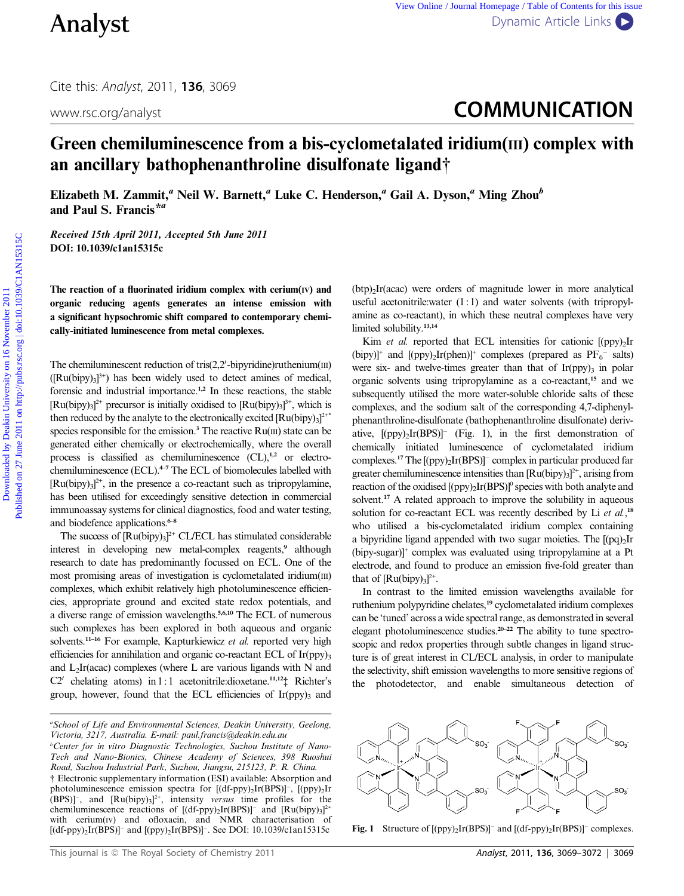# Green chemiluminescence from a bis-cyclometalated iridium(III) complex with an ancillary bathophenanthroline disulfonate ligand†

**Elizabeth M. Zammit,[a] Neil W. Barnett,[a] Luke C. Henderson,[a] Gail A. Dyson,[a] Ming Zhou[b] and Paul S. Francis*[a]**

*Received 15th April 2011, Accepted 5th June 2011*

**DOI: 10.1039/c1an15315c**

**The reaction of a fluorinated iridium complex with cerium(IV) and organic reducing agents generates an intense emission with a significant hypsochromic shift compared to contemporary chemically-initiated luminescence from metal complexes.**

The chemiluminescent reduction of tris(2,2′-bipyridine)ruthenium(III) ($[Ru(bipy)_3]^{3+}$) has been widely used to detect amines of medical, forensic and industrial importance.[1,2] In these reactions, the stable $[Ru(bipy)_3]^{2+}$ precursor is initially oxidised to $[Ru(bipy)_3]^{3+}$, which is then reduced by the analyte to the electronically excited $[Ru(bipy)_3]^{2+*}$ species responsible for the emission.[3] The reactive Ru(III) state can be generated either chemically or electrochemically, where the overall process is classified as chemiluminescence (CL),[1,2] or electrochemiluminescence (ECL).[4–7] The ECL of biomolecules labelled with $[Ru(bipy)_3]^{2+}$, in the presence a co-reactant such as tripropylamine, has been utilised for exceedingly sensitive detection in commercial immunoassay systems for clinical diagnostics, food and water testing, and biodefence applications.[6–8]

The success of $[Ru(bipy)_3]^{2+}$ CL/ECL has stimulated considerable interest in developing new metal-complex reagents,[9] although research to date has predominantly focussed on ECL. One of the most promising areas of investigation is cyclometalated iridium(III) complexes, which exhibit relatively high photoluminescence efficiencies, appropriate ground and excited state redox potentials, and a diverse range of emission wavelengths.[5,6,10] The ECL of numerous such complexes has been explored in both aqueous and organic solvents.[11–16] For example, Kapturkiewicz *et al.* reported very high efficiencies for annihilation and organic co-reactant ECL of $Ir(ppy)_3$ and $L_2Ir(acac)$ complexes (where L are various ligands with N and C2′ chelating atoms) in 1 : 1 acetonitrile:dioxetane.[11,12]‡ Richter's group, however, found that the ECL efficiencies of $Ir(ppy)_3$ and $(btp)_2Ir(acac)$ were orders of magnitude lower in more analytical useful acetonitrile:water (1 : 1) and water solvents (with tripropylamine as co-reactant), in which these neutral complexes have very limited solubility.[13,14]

Kim *et al.* reported that ECL intensities for cationic $[(ppy)_2Ir(bipy)]^+$ and $[(ppy)_2Ir(phen)]^+$ complexes (prepared as $PF_6^-$ salts) were six- and twelve-times greater than that of $Ir(ppy)_3$ in polar organic solvents using tripropylamine as a co-reactant,[15] and we subsequently utilised the more water-soluble chloride salts of these complexes, and the sodium salt of the corresponding 4,7-diphenyl-phenanthroline-disulfonate (bathophenanthroline disulfonate) derivative, $[(ppy)_2Ir(BPS)]^-$ (Fig. 1), in the first demonstration of chemically initiated luminescence of cyclometalated iridium complexes.[17] The $[(ppy)_2Ir(BPS)]^-$ complex in particular produced far greater chemiluminescence intensities than $[Ru(bipy)_3]^{2+}$, arising from reaction of the oxidised $[(ppy)_2Ir(BPS)]^0$ species with both analyte and solvent.[17] A related approach to improve the solubility in aqueous solution for co-reactant ECL was recently described by Li *et al.*,[18] who utilised a bis-cyclometalated iridium complex containing a bipyridine ligand appended with two sugar moieties. The $[(pq)_2Ir(bipy\text{-}sugar)]^+$ complex was evaluated using tripropylamine at a Pt electrode, and found to produce an emission five-fold greater than that of $[Ru(bipy)_3]^{2+}$.

In contrast to the limited emission wavelengths available for ruthenium polypyridine chelates,[19] cyclometalated iridium complexes can be 'tuned' across a wide spectral range, as demonstrated in several elegant photoluminescence studies.[20–22] The ability to tune spectroscopic and redox properties through subtle changes in ligand structure is of great interest in CL/ECL analysis, in order to manipulate the selectivity, shift emission wavelengths to more sensitive regions of the photodetector, and enable simultaneous detection of

**Fig. 1** Structure of $[(ppy)_2Ir(BPS)]^-$ and $[(df\text{-}ppy)_2Ir(BPS)]^-$ complexes.

---

[a] *School of Life and Environmental Sciences, Deakin University, Geelong, Victoria, 3217, Australia. E-mail: paul.francis@deakin.edu.au*

[b] *Center for in vitro Diagnostic Technologies, Suzhou Institute of Nano-Tech and Nano-Bionics, Chinese Academy of Sciences, 398 Ruoshui Road, Suzhou Industrial Park, Suzhou, Jiangsu, 215123, P. R. China.*

† Electronic supplementary information (ESI) available: Absorption and photoluminescence emission spectra for $[(df\text{-}ppy)_2Ir(BPS)]^-$, $[(ppy)_2Ir(BPS)]^-$, and $[Ru(bipy)_3]^{2+}$, intensity *versus* time profiles for the chemiluminescence reactions of $[(df\text{-}ppy)_2Ir(BPS)]^-$ and $[Ru(bipy)_3]^{2+}$ with cerium(IV) and ofloxacin, and NMR characterisation of $[(df\text{-}ppy)_2Ir(BPS)]^-$ and $[(ppy)_2Ir(BPS)]^-$. See DOI: 10.1039/c1an15315c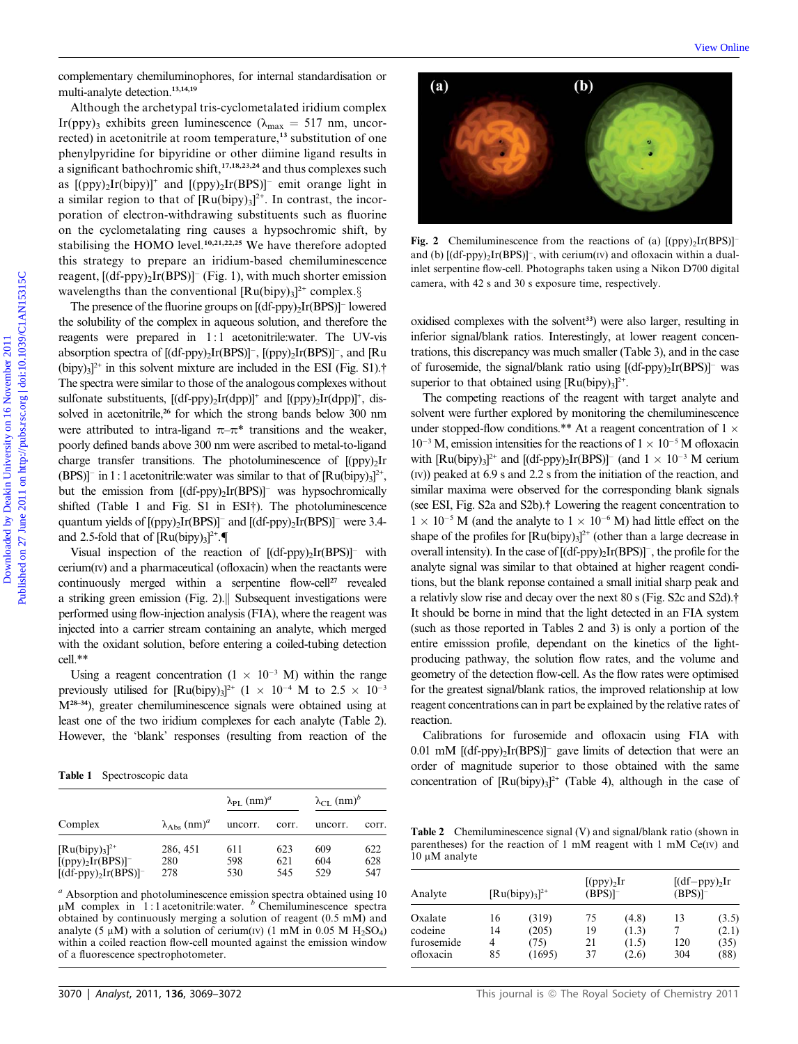complementary chemiluminophores, for internal standardisation or multi-analyte detection.[13,14,19]

Although the archetypal tris-cyclometalated iridium complex $Ir(ppy)_3$ exhibits green luminescence ($\lambda_{max}$ = 517 nm, uncorrected) in acetonitrile at room temperature,[13] substitution of one phenylpyridine for bipyridine or other diimine ligand results in a significant bathochromic shift,[17,18,23,24] and thus complexes such as $[(ppy)_2Ir(bipy)]^+$ and $[(ppy)_2Ir(BPS)]^-$ emit orange light in a similar region to that of $[Ru(bipy)_3]^{2+}$. In contrast, the incorporation of electron-withdrawing substituents such as fluorine on the cyclometalating ring causes a hypsochromic shift, by stabilising the HOMO level.[10,21,22,25] We have therefore adopted this strategy to prepare an iridium-based chemiluminescence reagent, $[(df\text{-}ppy)_2Ir(BPS)]^-$ (Fig. 1), with much shorter emission wavelengths than the conventional $[Ru(bipy)_3]^{2+}$ complex.§

The presence of the fluorine groups on $[(df\text{-}ppy)_2Ir(BPS)]^-$ lowered the solubility of the complex in aqueous solution, and therefore the reagents were prepared in 1 : 1 acetonitrile:water. The UV-vis absorption spectra of $[(df\text{-}ppy)_2Ir(BPS)]^-$, $[(ppy)_2Ir(BPS)]^-$, and $[Ru(bipy)_3]^{2+}$ in this solvent mixture are included in the ESI (Fig. S1).† The spectra were similar to those of the analogous complexes without sulfonate substituents, $[(df\text{-}ppy)_2Ir(dpp)]^+$ and $[(ppy)_2Ir(dpp)]^+$, dissolved in acetonitrile,[26] for which the strong bands below 300 nm were attributed to intra-ligand π–π* transitions and the weaker, poorly defined bands above 300 nm were ascribed to metal-to-ligand charge transfer transitions. The photoluminescence of $[(ppy)_2Ir(BPS)]^-$ in 1 : 1 acetonitrile:water was similar to that of $[Ru(bipy)_3]^{2+}$, but the emission from $[(df\text{-}ppy)_2Ir(BPS)]^-$ was hypsochromically shifted (Table 1 and Fig. S1 in ESI†). The photoluminescence quantum yields of $[(ppy)_2Ir(BPS)]^-$ and $[(df\text{-}ppy)_2Ir(BPS)]^-$ were 3.4- and 2.5-fold that of $[Ru(bipy)_3]^{2+}$.¶

Visual inspection of the reaction of $[(df\text{-}ppy)_2Ir(BPS)]^-$ with cerium(IV) and a pharmaceutical (ofloxacin) when the reactants were continuously merged within a serpentine flow-cell[27] revealed a striking green emission (Fig. 2).‖ Subsequent investigations were performed using flow-injection analysis (FIA), where the reagent was injected into a carrier stream containing an analyte, which merged with the oxidant solution, before entering a coiled-tubing detection cell.**

Using a reagent concentration ($1 \times 10^{-3}$ M) within the range previously utilised for $[Ru(bipy)_3]^{2+}$ ($1 \times 10^{-4}$ M to $2.5 \times 10^{-3}$ M[28–34]), greater chemiluminescence signals were obtained using at least one of the two iridium complexes for each analyte (Table 2). However, the 'blank' responses (resulting from reaction of the oxidised complexes with the solvent[33]) were also larger, resulting in inferior signal/blank ratios. Interestingly, at lower reagent concentrations, this discrepancy was much smaller (Table 3), and in the case of furosemide, the signal/blank ratio using $[(df\text{-}ppy)_2Ir(BPS)]^-$ was superior to that obtained using $[Ru(bipy)_3]^{2+}$.

**Table 1** Spectroscopic data

| Complex | $\lambda_{Abs}$ (nm)[a] | $\lambda_{PL}$ (nm)[a] uncorr. | $\lambda_{PL}$ (nm)[a] corr. | $\lambda_{CL}$ (nm)[b] uncorr. | $\lambda_{CL}$ (nm)[b] corr. |
|---|---|---|---|---|---|
| $[Ru(bipy)_3]^{2+}$ | 286, 451 | 611 | 623 | 609 | 622 |
| $[(ppy)_2Ir(BPS)]^-$ | 280 | 598 | 621 | 604 | 628 |
| $[(df\text{-}ppy)_2Ir(BPS)]^-$ | 278 | 530 | 545 | 529 | 547 |

[a] Absorption and photoluminescence emission spectra obtained using 10 μM complex in 1 : 1 acetonitrile:water. [b] Chemiluminescence spectra obtained by continuously merging a solution of reagent (0.5 mM) and analyte (5 μM) with a solution of cerium(IV) (1 mM in 0.05 M $H_2SO_4$) within a coiled reaction flow-cell mounted against the emission window of a fluorescence spectrophotometer.

**Fig. 2** Chemiluminescence from the reactions of (a) $[(ppy)_2Ir(BPS)]^-$ and (b) $[(df\text{-}ppy)_2Ir(BPS)]^-$, with cerium(IV) and ofloxacin within a dual-inlet serpentine flow-cell. Photographs taken using a Nikon D700 digital camera, with 42 s and 30 s exposure time, respectively.

The competing reactions of the reagent with target analyte and solvent were further explored by monitoring the chemiluminescence under stopped-flow conditions.** At a reagent concentration of $1 \times 10^{-3}$ M, emission intensities for the reactions of $1 \times 10^{-5}$ M ofloxacin with $[Ru(bipy)_3]^{2+}$ and $[(df\text{-}ppy)_2Ir(BPS)]^-$ (and $1 \times 10^{-3}$ M cerium(IV)) peaked at 6.9 s and 2.2 s from the initiation of the reaction, and similar maxima were observed for the corresponding blank signals (see ESI, Fig. S2a and S2b).† Lowering the reagent concentration to $1 \times 10^{-5}$ M (and the analyte to $1 \times 10^{-6}$ M) had little effect on the shape of the profiles for $[Ru(bipy)_3]^{2+}$ (other than a large decrease in overall intensity). In the case of $[(df\text{-}ppy)_2Ir(BPS)]^-$, the profile for the analyte signal was similar to that obtained at higher reagent conditions, but the blank reponse contained a small initial sharp peak and a relativly slow rise and decay over the next 80 s (Fig. S2c and S2d).† It should be borne in mind that the light detected in an FIA system (such as those reported in Tables 2 and 3) is only a portion of the entire emisssion profile, dependant on the kinetics of the light-producing pathway, the solution flow rates, and the volume and geometry of the detection flow-cell. As the flow rates were optimised for the greatest signal/blank ratios, the improved relationship at low reagent concentrations can in part be explained by the relative rates of reaction.

Calibrations for furosemide and ofloxacin using FIA with 0.01 mM $[(df\text{-}ppy)_2Ir(BPS)]^-$ gave limits of detection that were an order of magnitude superior to those obtained with the same concentration of $[Ru(bipy)_3]^{2+}$ (Table 4), although in the case of

**Table 2** Chemiluminescence signal (V) and signal/blank ratio (shown in parentheses) for the reaction of 1 mM reagent with 1 mM Ce(IV) and 10 μM analyte

| Analyte | $[Ru(bipy)_3]^{2+}$ | | $[(ppy)_2Ir(BPS)]^-$ | | $[(df\text{-}ppy)_2Ir(BPS)]^-$ | |
|---|---|---|---|---|---|---|
| Oxalate | 16 | (319) | 75 | (4.8) | 13 | (3.5) |
| codeine | 14 | (205) | 19 | (1.3) | 7 | (2.1) |
| furosemide | 4 | (75) | 21 | (1.5) | 120 | (35) |
| ofloxacin | 85 | (1695) | 37 | (2.6) | 304 | (88) |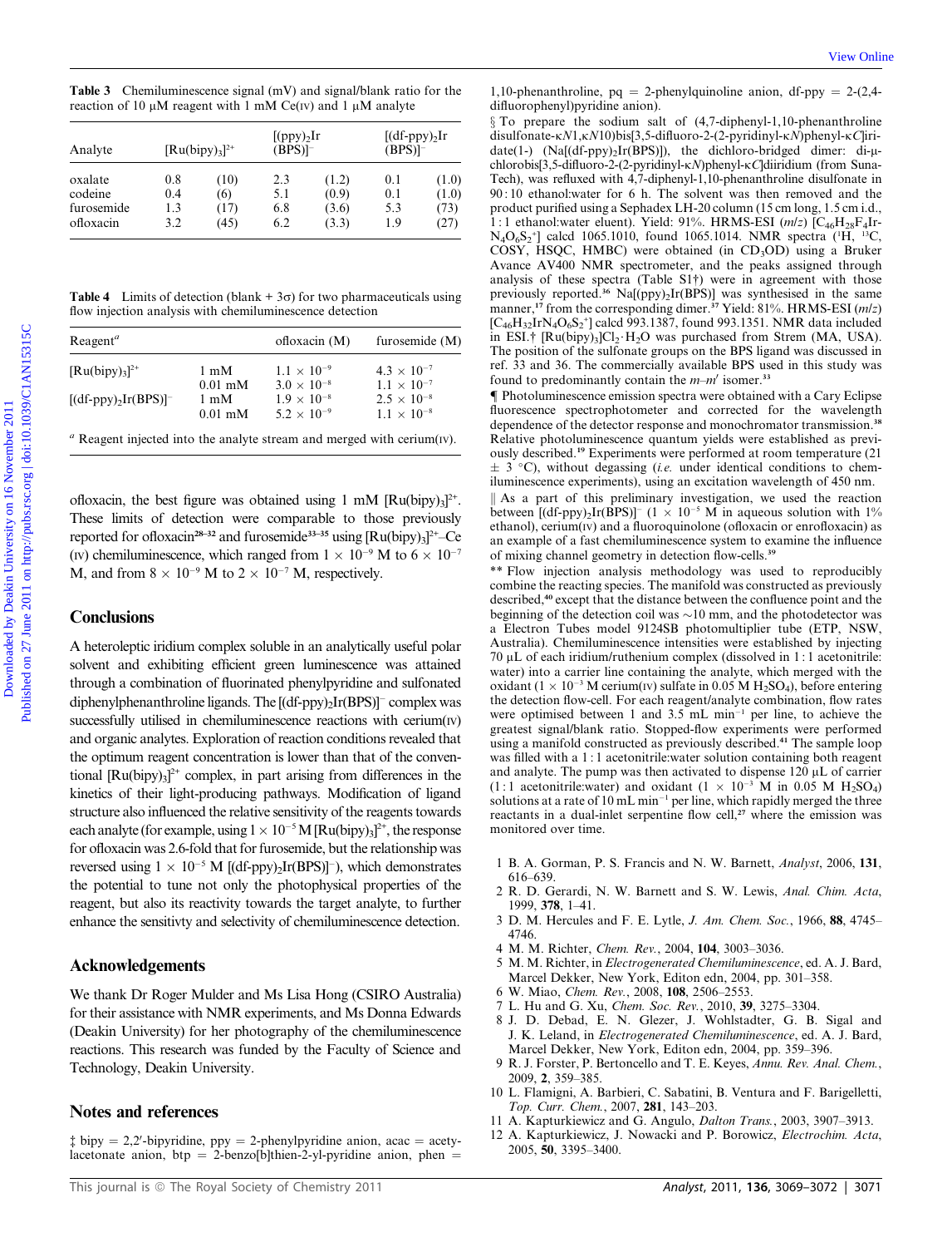**Table 3** Chemiluminescence signal (mV) and signal/blank ratio for the reaction of 10 μM reagent with 1 mM Ce(IV) and 1 μM analyte

| Analyte | $[Ru(bipy)_3]^{2+}$ | | $[(ppy)_2Ir(BPS)]^-$ | | $[(df\text{-}ppy)_2Ir(BPS)]^-$ | |
|---|---|---|---|---|---|---|
| oxalate | 0.8 | (10) | 2.3 | (1.2) | 0.1 | (1.0) |
| codeine | 0.4 | (6) | 5.1 | (0.9) | 0.1 | (1.0) |
| furosemide | 1.3 | (17) | 6.8 | (3.6) | 5.3 | (73) |
| ofloxacin | 3.2 | (45) | 6.2 | (3.3) | 1.9 | (27) |

**Table 4** Limits of detection (blank + 3σ) for two pharmaceuticals using flow injection analysis with chemiluminescence detection

| Reagent[a] | | ofloxacin (M) | furosemide (M) |
|---|---|---|---|
| $[Ru(bipy)_3]^{2+}$ | 1 mM | $1.1 \times 10^{-9}$ | $4.3 \times 10^{-7}$ |
| | 0.01 mM | $3.0 \times 10^{-8}$ | $1.1 \times 10^{-7}$ |
| $[(df\text{-}ppy)_2Ir(BPS)]^-$ | 1 mM | $1.9 \times 10^{-8}$ | $2.5 \times 10^{-8}$ |
| | 0.01 mM | $5.2 \times 10^{-9}$ | $1.1 \times 10^{-8}$ |

[a] Reagent injected into the analyte stream and merged with cerium(IV).

ofloxacin, the best figure was obtained using 1 mM $[Ru(bipy)_3]^{2+}$. These limits of detection were comparable to those previously reported for ofloxacin[28–32] and furosemide[33–35] using $[Ru(bipy)_3]^{2+}$–Ce(IV) chemiluminescence, which ranged from $1 \times 10^{-9}$ M to $6 \times 10^{-7}$ M, and from $8 \times 10^{-9}$ M to $2 \times 10^{-7}$ M, respectively.

## Conclusions

A heteroleptic iridium complex soluble in an analytically useful polar solvent and exhibiting efficient green luminescence was attained through a combination of fluorinated phenylpyridine and sulfonated diphenylphenanthroline ligands. The $[(df\text{-}ppy)_2Ir(BPS)]^-$ complex was successfully utilised in chemiluminescence reactions with cerium(IV) and organic analytes. Exploration of reaction conditions revealed that the optimum reagent concentration is lower than that of the conventional $[Ru(bipy)_3]^{2+}$ complex, in part arising from differences in the kinetics of their light-producing pathways. Modification of ligand structure also influenced the relative sensitivity of the reagents towards each analyte (for example, using $1 \times 10^{-5}$ M $[Ru(bipy)_3]^{2+}$, the response for ofloxacin was 2.6-fold that for furosemide, but the relationship was reversed using $1 \times 10^{-5}$ M $[(df\text{-}ppy)_2Ir(BPS)]^-$), which demonstrates the potential to tune not only the photophysical properties of the reagent, but also its reactivity towards the target analyte, to further enhance the sensitivty and selectivity of chemiluminescence detection.

## Acknowledgements

We thank Dr Roger Mulder and Ms Lisa Hong (CSIRO Australia) for their assistance with NMR experiments, and Ms Donna Edwards (Deakin University) for her photography of the chemiluminescence reactions. This research was funded by the Faculty of Science and Technology, Deakin University.

## Notes and references

‡ bipy = 2,2′-bipyridine, ppy = 2-phenylpyridine anion, acac = acetylacetonate anion, btp = 2-benzo[b]thien-2-yl-pyridine anion, phen = 1,10-phenanthroline, pq = 2-phenylquinoline anion, df-ppy = 2-(2,4-difluorophenyl)pyridine anion).

§ To prepare the sodium salt of (4,7-diphenyl-1,10-phenanthroline disulfonate-κN1,κN10)bis[3,5-difluoro-2-(2-pyridinyl-κN)phenyl-κC]iridate(1-) ($Na[(df\text{-}ppy)_2Ir(BPS)]$), the dichloro-bridged dimer: di-μ-chlorobis[3,5-difluoro-2-(2-pyridinyl-κN)phenyl-κC]diiridium (from Suna-Tech), was refluxed with 4,7-diphenyl-1,10-phenanthroline disulfonate in 90 : 10 ethanol:water for 6 h. The solvent was then removed and the product purified using a Sephadex LH-20 column (15 cm long, 1.5 cm i.d., 1 : 1 ethanol:water eluent). Yield: 91%. HRMS-ESI (*m*/*z*) $[C_{46}H_{28}F_4IrN_4O_6S_2^+]$ calcd 1065.1010, found 1065.1014. NMR spectra ($^1H$, $^{13}C$, COSY, HSQC, HMBC) were obtained (in $CD_3OD$) using a Bruker Avance AV400 NMR spectrometer, and the peaks assigned through analysis of these spectra (Table S1†) were in agreement with those previously reported.[36] $Na[(ppy)_2Ir(BPS)]$ was synthesised in the same manner,[17] from the corresponding dimer.[37] Yield: 81%. HRMS-ESI (*m*/*z*) $[C_{46}H_{32}IrN_4O_6S_2^+]$ calcd 993.1387, found 993.1351. NMR data included in ESI.† $[Ru(bipy)_3]Cl_2 \cdot H_2O$ was purchased from Strem (MA, USA). The position of the sulfonate groups on the BPS ligand was discussed in ref. 33 and 36. The commercially available BPS used in this study was found to predominantly contain the *m*–*m*′ isomer.[33]

¶ Photoluminescence emission spectra were obtained with a Cary Eclipse fluorescence spectrophotometer and corrected for the wavelength dependence of the detector response and monochromator transmission.[38] Relative photoluminescence quantum yields were established as previously described.[19] Experiments were performed at room temperature (21 ± 3 °C), without degassing (*i.e.* under identical conditions to chemiluminescence experiments), using an excitation wavelength of 450 nm.

‖ As a part of this preliminary investigation, we used the reaction between $[(df\text{-}ppy)_2Ir(BPS)]^-$ ($1 \times 10^{-5}$ M in aqueous solution with 1% ethanol), cerium(IV) and a fluoroquinolone (ofloxacin or enrofloxacin) as an example of a fast chemiluminescence system to examine the influence of mixing channel geometry in detection flow-cells.[39]

** Flow injection analysis methodology was used to reproducibly combine the reacting species. The manifold was constructed as previously described,[40] except that the distance between the confluence point and the beginning of the detection coil was ~10 mm, and the photodetector was a Electron Tubes model 9124SB photomultiplier tube (ETP, NSW, Australia). Chemiluminescence intensities were established by injecting 70 μL of each iridium/ruthenium complex (dissolved in 1 : 1 acetonitrile: water) into a carrier line containing the analyte, which merged with the oxidant ($1 \times 10^{-3}$ M cerium(IV) sulfate in 0.05 M $H_2SO_4$), before entering the detection flow-cell. For each reagent/analyte combination, flow rates were optimised between 1 and 3.5 mL $min^{-1}$ per line, to achieve the greatest signal/blank ratio. Stopped-flow experiments were performed using a manifold constructed as previously described.[41] The sample loop was filled with a 1 : 1 acetonitrile:water solution containing both reagent and analyte. The pump was then activated to dispense 120 μL of carrier (1 : 1 acetonitrile:water) and oxidant ($1 \times 10^{-3}$ M in 0.05 M $H_2SO_4$) solutions at a rate of 10 mL $min^{-1}$ per line, which rapidly merged the three reactants in a dual-inlet serpentine flow cell,[27] where the emission was monitored over time.

1 B. A. Gorman, P. S. Francis and N. W. Barnett, *Analyst*, 2006, **131**, 616–639.
2 R. D. Gerardi, N. W. Barnett and S. W. Lewis, *Anal. Chim. Acta*, 1999, **378**, 1–41.
3 D. M. Hercules and F. E. Lytle, *J. Am. Chem. Soc.*, 1966, **88**, 4745–4746.
4 M. M. Richter, *Chem. Rev.*, 2004, **104**, 3003–3036.
5 M. M. Richter, in *Electrogenerated Chemiluminescence*, ed. A. J. Bard, Marcel Dekker, New York, Editon edn, 2004, pp. 301–358.
6 W. Miao, *Chem. Rev.*, 2008, **108**, 2506–2553.
7 L. Hu and G. Xu, *Chem. Soc. Rev.*, 2010, **39**, 3275–3304.
8 J. D. Debad, E. N. Glezer, J. Wohlstadter, G. B. Sigal and J. K. Leland, in *Electrogenerated Chemiluminescence*, ed. A. J. Bard, Marcel Dekker, New York, Editon edn, 2004, pp. 359–396.
9 R. J. Forster, P. Bertoncello and T. E. Keyes, *Annu. Rev. Anal. Chem.*, 2009, **2**, 359–385.
10 L. Flamigni, A. Barbieri, C. Sabatini, B. Ventura and F. Barigelletti, *Top. Curr. Chem.*, 2007, **281**, 143–203.
11 A. Kapturkiewicz and G. Angulo, *Dalton Trans.*, 2003, 3907–3913.
12 A. Kapturkiewicz, J. Nowacki and P. Borowicz, *Electrochim. Acta*, 2005, **50**, 3395–3400.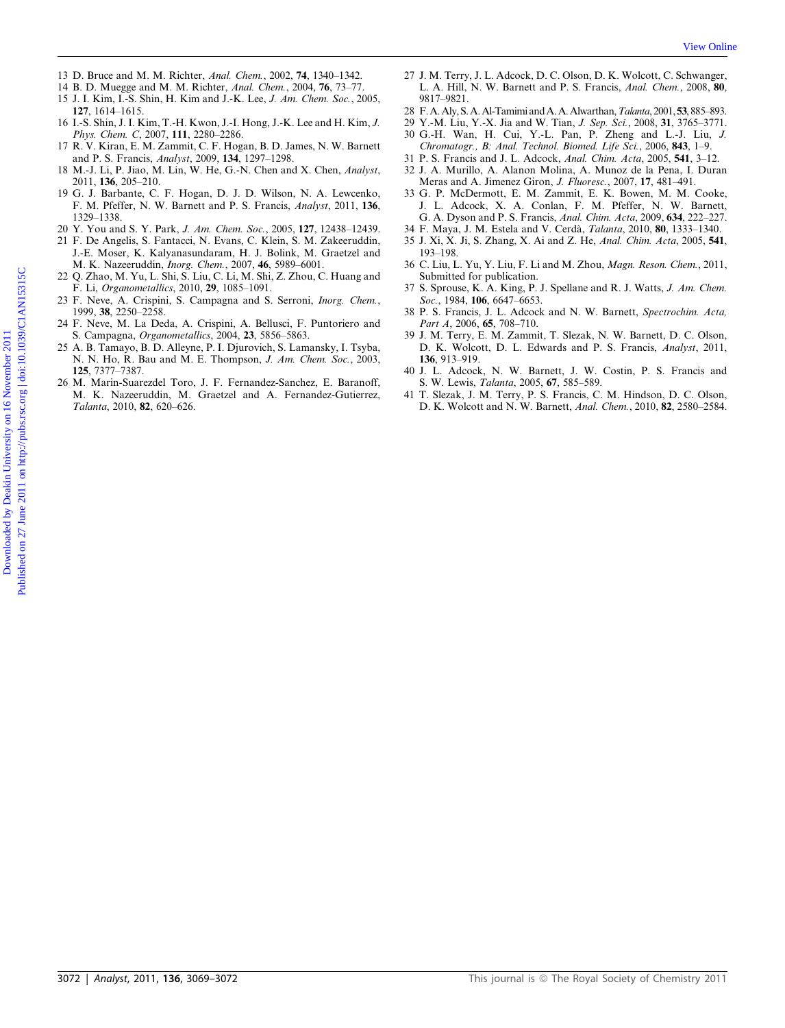13 D. Bruce and M. M. Richter, *Anal. Chem.*, 2002, **74**, 1340–1342.
14 B. D. Muegge and M. M. Richter, *Anal. Chem.*, 2004, **76**, 73–77.
15 J. I. Kim, I.-S. Shin, H. Kim and J.-K. Lee, *J. Am. Chem. Soc.*, 2005, **127**, 1614–1615.
16 I.-S. Shin, J. I. Kim, T.-H. Kwon, J.-I. Hong, J.-K. Lee and H. Kim, *J. Phys. Chem. C*, 2007, **111**, 2280–2286.
17 R. V. Kiran, E. M. Zammit, C. F. Hogan, B. D. James, N. W. Barnett and P. S. Francis, *Analyst*, 2009, **134**, 1297–1298.
18 M.-J. Li, P. Jiao, M. Lin, W. He, G.-N. Chen and X. Chen, *Analyst*, 2011, **136**, 205–210.
19 G. J. Barbante, C. F. Hogan, D. J. D. Wilson, N. A. Lewcenko, F. M. Pfeffer, N. W. Barnett and P. S. Francis, *Analyst*, 2011, **136**, 1329–1338.
20 Y. You and S. Y. Park, *J. Am. Chem. Soc.*, 2005, **127**, 12438–12439.
21 F. De Angelis, S. Fantacci, N. Evans, C. Klein, S. M. Zakeeruddin, J.-E. Moser, K. Kalyanasundaram, H. J. Bolink, M. Graetzel and M. K. Nazeeruddin, *Inorg. Chem.*, 2007, **46**, 5989–6001.
22 Q. Zhao, M. Yu, L. Shi, S. Liu, C. Li, M. Shi, Z. Zhou, C. Huang and F. Li, *Organometallics*, 2010, **29**, 1085–1091.
23 F. Neve, A. Crispini, S. Campagna and S. Serroni, *Inorg. Chem.*, 1999, **38**, 2250–2258.
24 F. Neve, M. La Deda, A. Crispini, A. Bellusci, F. Puntoriero and S. Campagna, *Organometallics*, 2004, **23**, 5856–5863.
25 A. B. Tamayo, B. D. Alleyne, P. I. Djurovich, S. Lamansky, I. Tsyba, N. N. Ho, R. Bau and M. E. Thompson, *J. Am. Chem. Soc.*, 2003, **125**, 7377–7387.
26 M. Marin-Suarezdel Toro, J. F. Fernandez-Sanchez, E. Baranoff, M. K. Nazeeruddin, M. Graetzel and A. Fernandez-Gutierrez, *Talanta*, 2010, **82**, 620–626.
27 J. M. Terry, J. L. Adcock, D. C. Olson, D. K. Wolcott, C. Schwanger, L. A. Hill, N. W. Barnett and P. S. Francis, *Anal. Chem.*, 2008, **80**, 9817–9821.
28 F. A. Aly, S. A. Al-Tamimi and A. A. Alwarthan, *Talanta*, 2001, **53**, 885–893.
29 Y.-M. Liu, Y.-X. Jia and W. Tian, *J. Sep. Sci.*, 2008, **31**, 3765–3771.
30 G.-H. Wan, H. Cui, Y.-L. Pan, P. Zheng and L.-J. Liu, *J. Chromatogr., B: Anal. Technol. Biomed. Life Sci.*, 2006, **843**, 1–9.
31 P. S. Francis and J. L. Adcock, *Anal. Chim. Acta*, 2005, **541**, 3–12.
32 J. A. Murillo, A. Alanon Molina, A. Munoz de la Pena, I. Duran Meras and A. Jimenez Giron, *J. Fluoresc.*, 2007, **17**, 481–491.
33 G. P. McDermott, E. M. Zammit, E. K. Bowen, M. M. Cooke, J. L. Adcock, X. A. Conlan, F. M. Pfeffer, N. W. Barnett, G. A. Dyson and P. S. Francis, *Anal. Chim. Acta*, 2009, **634**, 222–227.
34 F. Maya, J. M. Estela and V. Cerdà, *Talanta*, 2010, **80**, 1333–1340.
35 J. Xi, X. Ji, S. Zhang, X. Ai and Z. He, *Anal. Chim. Acta*, 2005, **541**, 193–198.
36 C. Liu, L. Yu, Y. Liu, F. Li and M. Zhou, *Magn. Reson. Chem.*, 2011, Submitted for publication.
37 S. Sprouse, K. A. King, P. J. Spellane and R. J. Watts, *J. Am. Chem. Soc.*, 1984, **106**, 6647–6653.
38 P. S. Francis, J. L. Adcock and N. W. Barnett, *Spectrochim. Acta, Part A*, 2006, **65**, 708–710.
39 J. M. Terry, E. M. Zammit, T. Slezak, N. W. Barnett, D. C. Olson, D. K. Wolcott, D. L. Edwards and P. S. Francis, *Analyst*, 2011, **136**, 913–919.
40 J. L. Adcock, N. W. Barnett, J. W. Costin, P. S. Francis and S. W. Lewis, *Talanta*, 2005, **67**, 585–589.
41 T. Slezak, J. M. Terry, P. S. Francis, C. M. Hindson, D. C. Olson, D. K. Wolcott and N. W. Barnett, *Anal. Chem.*, 2010, **82**, 2580–2584.